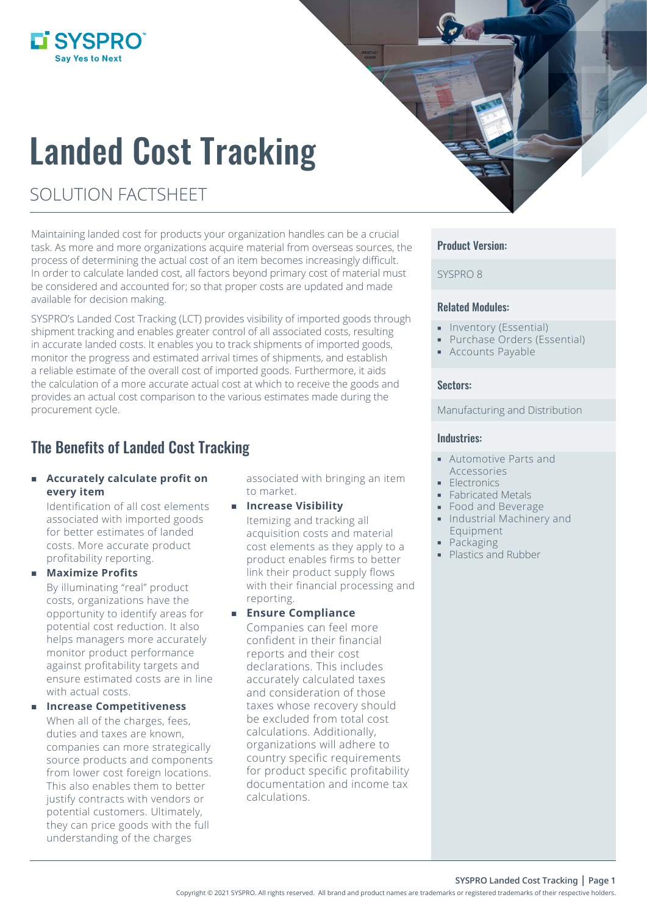SYSPRO
Say Yes to Next

# Landed Cost Tracking

SOLUTION FACTSHEET

Maintaining landed cost for products your organization handles can be a crucial task. As more and more organizations acquire material from overseas sources, the process of determining the actual cost of an item becomes increasingly difficult. In order to calculate landed cost, all factors beyond primary cost of material must be considered and accounted for; so that proper costs are updated and made available for decision making.

SYSPRO's Landed Cost Tracking (LCT) provides visibility of imported goods through shipment tracking and enables greater control of all associated costs, resulting in accurate landed costs. It enables you to track shipments of imported goods, monitor the progress and estimated arrival times of shipments, and establish a reliable estimate of the overall cost of imported goods. Furthermore, it aids the calculation of a more accurate actual cost at which to receive the goods and provides an actual cost comparison to the various estimates made during the procurement cycle.

## The Benefits of Landed Cost Tracking

- **Accurately calculate profit on every item**
  Identification of all cost elements associated with imported goods for better estimates of landed costs. More accurate product profitability reporting.
- **Maximize Profits**
  By illuminating "real" product costs, organizations have the opportunity to identify areas for potential cost reduction. It also helps managers more accurately monitor product performance against profitability targets and ensure estimated costs are in line with actual costs.
- **Increase Competitiveness**
  When all of the charges, fees, duties and taxes are known, companies can more strategically source products and components from lower cost foreign locations. This also enables them to better justify contracts with vendors or potential customers. Ultimately, they can price goods with the full understanding of the charges associated with bringing an item to market.
- **Increase Visibility**
  Itemizing and tracking all acquisition costs and material cost elements as they apply to a product enables firms to better link their product supply flows with their financial processing and reporting.
- **Ensure Compliance**
  Companies can feel more confident in their financial reports and their cost declarations. This includes accurately calculated taxes and consideration of those taxes whose recovery should be excluded from total cost calculations. Additionally, organizations will adhere to country specific requirements for product specific profitability documentation and income tax calculations.

### Product Version:

SYSPRO 8

### Related Modules:

- Inventory (Essential)
- Purchase Orders (Essential)
- Accounts Payable

### Sectors:

Manufacturing and Distribution

### Industries:

- Automotive Parts and Accessories
- Electronics
- Fabricated Metals
- Food and Beverage
- Industrial Machinery and Equipment
- Packaging
- Plastics and Rubber

Copyright © 2021 SYSPRO. All rights reserved. All brand and product names are trademarks or registered trademarks of their respective holders.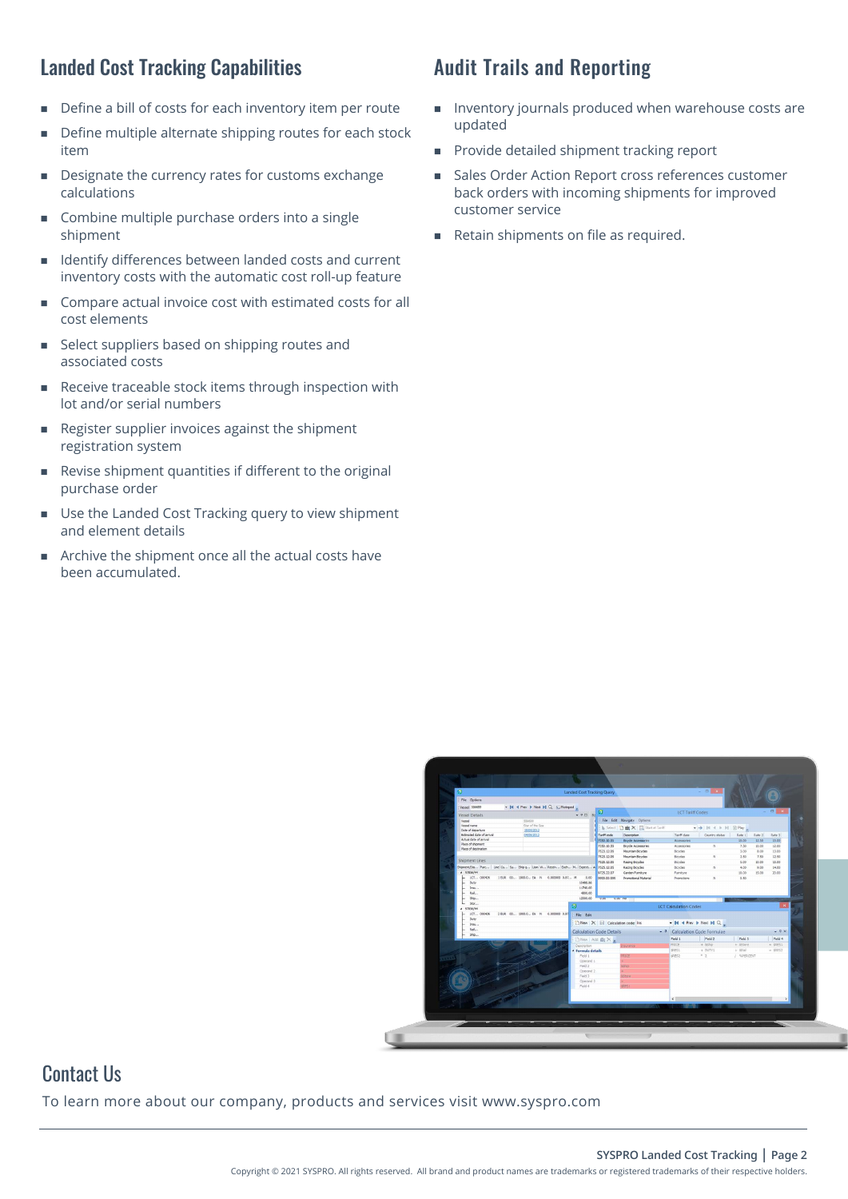## Landed Cost Tracking Capabilities

- Define a bill of costs for each inventory item per route
- Define multiple alternate shipping routes for each stock item
- Designate the currency rates for customs exchange calculations
- Combine multiple purchase orders into a single shipment
- Identify differences between landed costs and current inventory costs with the automatic cost roll-up feature
- Compare actual invoice cost with estimated costs for all cost elements
- Select suppliers based on shipping routes and associated costs
- Receive traceable stock items through inspection with lot and/or serial numbers
- Register supplier invoices against the shipment registration system
- Revise shipment quantities if different to the original purchase order
- Use the Landed Cost Tracking query to view shipment and element details
- Archive the shipment once all the actual costs have been accumulated.

## Audit Trails and Reporting

- Inventory journals produced when warehouse costs are updated
- Provide detailed shipment tracking report
- Sales Order Action Report cross references customer back orders with incoming shipments for improved customer service
- Retain shipments on file as required.

## Contact Us

To learn more about our company, products and services visit www.syspro.com

Copyright © 2021 SYSPRO. All rights reserved. All brand and product names are trademarks or registered trademarks of their respective holders.